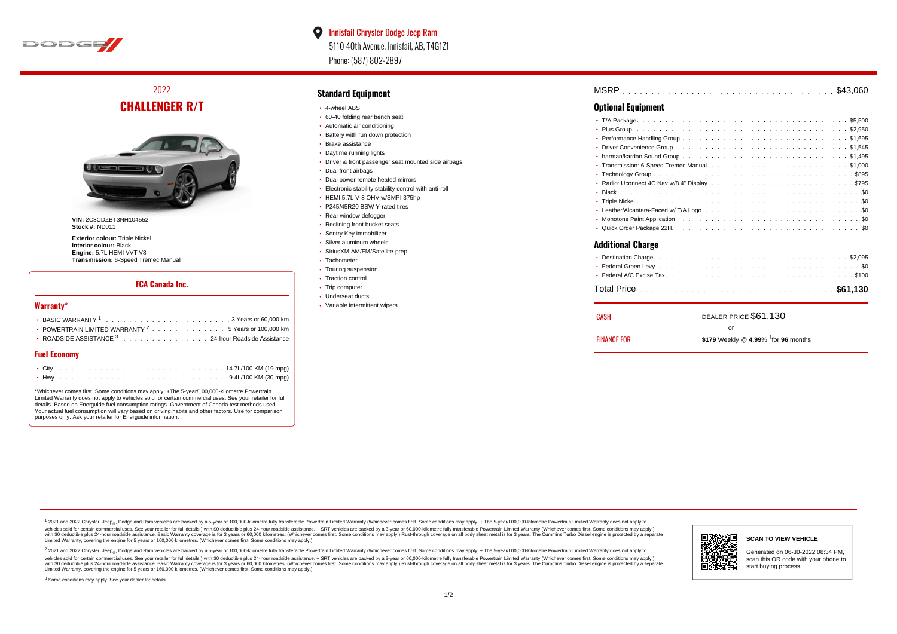Innisfail Chrysler Dodge Jeep Ram
5110 40th Avenue, Innisfail, AB, T4G1Z1
Phone: (587) 802-2897

## 2022
# CHALLENGER R/T

**VIN:** 2C3CDZBT3NH104552
**Stock #:** ND011

**Exterior colour:** Triple Nickel
**Interior colour:** Black
**Engine:** 5.7L HEMI VVT V8
**Transmission:** 6-Speed Tremec Manual

### FCA Canada Inc.

#### Warranty*

- BASIC WARRANTY [1] . . . 3 Years or 60,000 km
- POWERTRAIN LIMITED WARRANTY [2] . . . 5 Years or 100,000 km
- ROADSIDE ASSISTANCE [3] . . . 24-hour Roadside Assistance

#### Fuel Economy

- City . . . 14.7L/100 KM (19 mpg)
- Hwy . . . 9.4L/100 KM (30 mpg)

*Whichever comes first. Some conditions may apply. +The 5-year/100,000-kilometre Powertrain Limited Warranty does not apply to vehicles sold for certain commercial uses. See your retailer for full details. Based on Energuide fuel consumption ratings. Government of Canada test methods used. Your actual fuel consumption will vary based on driving habits and other factors. Use for comparison purposes only. Ask your retailer for Energuide information.

## Standard Equipment

- 4-wheel ABS
- 60-40 folding rear bench seat
- Automatic air conditioning
- Battery with run down protection
- Brake assistance
- Daytime running lights
- Driver & front passenger seat mounted side airbags
- Dual front airbags
- Dual power remote heated mirrors
- Electronic stability stability control with anti-roll
- HEMI 5.7L V-8 OHV w/SMPI 375hp
- P245/45R20 BSW Y-rated tires
- Rear window defogger
- Reclining front bucket seats
- Sentry Key immobilizer
- Silver aluminum wheels
- SiriusXM AM/FM/Satellite-prep
- Tachometer
- Touring suspension
- Traction control
- Trip computer
- Underseat ducts
- Variable intermittent wipers

MSRP . . . $43,060

## Optional Equipment

- T/A Package . . . $5,500
- Plus Group . . . $2,950
- Performance Handling Group . . . $1,695
- Driver Convenience Group . . . $1,545
- harman/kardon Sound Group . . . $1,495
- Transmission: 6-Speed Tremec Manual . . . $1,000
- Technology Group . . . $895
- Radio: Uconnect 4C Nav w/8.4" Display . . . $795
- Black . . . $0
- Triple Nickel . . . $0
- Leather/Alcantara-Faced w/ T/A Logo . . . $0
- Monotone Paint Application . . . $0
- Quick Order Package 22H . . . $0

## Additional Charge

- Destination Charge . . . $2,095
- Federal Green Levy . . . $0
- Federal A/C Excise Tax . . . $100

Total Price . . . **$61,130**

CASH — DEALER PRICE $61,130

or

FINANCE FOR — **$179** Weekly @ **4.99**% †for **96** months

[1] 2021 and 2022 Chrysler, Jeep®, Dodge and Ram vehicles are backed by a 5-year or 100,000-kilometre fully transferable Powertrain Limited Warranty (Whichever comes first. Some conditions may apply. + The 5-year/100,000-kilometre Powertrain Limited Warranty does not apply to vehicles sold for certain commercial uses. See your retailer for full details.) with $0 deductible plus 24-hour roadside assistance. + SRT vehicles are backed by a 3-year or 60,000-kilometre fully transferable Powertrain Limited Warranty (Whichever comes first. Some conditions may apply.) with $0 deductible plus 24-hour roadside assistance. Basic Warranty coverage is for 3 years or 60,000 kilometres. (Whichever comes first. Some conditions may apply.) Rust-through coverage on all body sheet metal is for 3 years. The Cummins Turbo Diesel engine is protected by a separate Limited Warranty, covering the engine for 5 years or 160,000 kilometres. (Whichever comes first. Some conditions may apply.)

[2] 2021 and 2022 Chrysler, Jeep®, Dodge and Ram vehicles are backed by a 5-year or 100,000-kilometre fully transferable Powertrain Limited Warranty (Whichever comes first. Some conditions may apply. + The 5-year/100,000-kilometre Powertrain Limited Warranty does not apply to vehicles sold for certain commercial uses. See your retailer for full details.) with $0 deductible plus 24-hour roadside assistance. + SRT vehicles are backed by a 3-year or 60,000-kilometre fully transferable Powertrain Limited Warranty (Whichever comes first. Some conditions may apply.) with $0 deductible plus 24-hour roadside assistance. Basic Warranty coverage is for 3 years or 60,000 kilometres. (Whichever comes first. Some conditions may apply.) Rust-through coverage on all body sheet metal is for 3 years. The Cummins Turbo Diesel engine is protected by a separate Limited Warranty, covering the engine for 5 years or 160,000 kilometres. (Whichever comes first. Some conditions may apply.)

[3] Some conditions may apply. See your dealer for details.

**SCAN TO VIEW VEHICLE**

Generated on 06-30-2022 08:34 PM, scan this QR code with your phone to start buying process.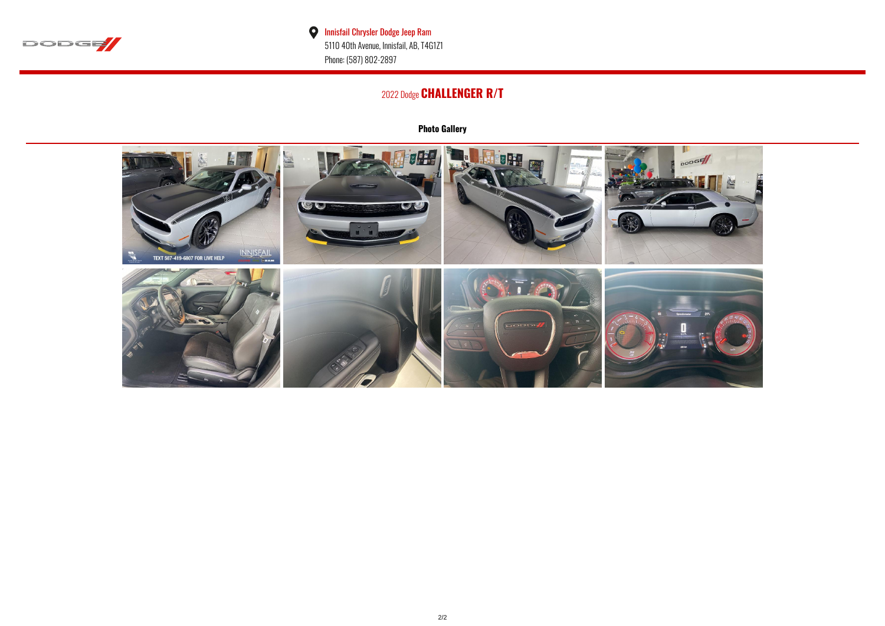Innisfail Chrysler Dodge Jeep Ram
5110 40th Avenue, Innisfail, AB, T4G1Z1
Phone: (587) 802-2897

# 2022 Dodge **CHALLENGER R/T**

## Photo Gallery